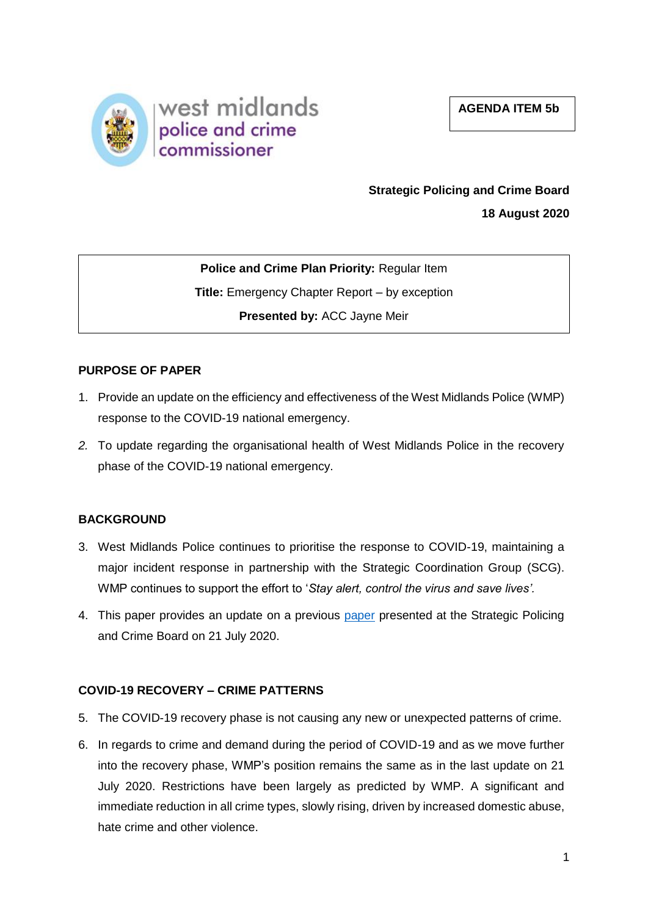west midlands police and crime commissioner

**AGENDA ITEM 5b**

**Strategic Policing and Crime Board**

**18 August 2020**

**Police and Crime Plan Priority:** Regular Item

**Title:** Emergency Chapter Report – by exception

**Presented by:** ACC Jayne Meir

## PURPOSE OF PAPER

1. Provide an update on the efficiency and effectiveness of the West Midlands Police (WMP) response to the COVID-19 national emergency.
2. To update regarding the organisational health of West Midlands Police in the recovery phase of the COVID-19 national emergency.

## BACKGROUND

3. West Midlands Police continues to prioritise the response to COVID-19, maintaining a major incident response in partnership with the Strategic Coordination Group (SCG). WMP continues to support the effort to '*Stay alert, control the virus and save lives'.*
4. This paper provides an update on a previous paper presented at the Strategic Policing and Crime Board on 21 July 2020.

## COVID-19 RECOVERY – CRIME PATTERNS

5. The COVID-19 recovery phase is not causing any new or unexpected patterns of crime.
6. In regards to crime and demand during the period of COVID-19 and as we move further into the recovery phase, WMP's position remains the same as in the last update on 21 July 2020. Restrictions have been largely as predicted by WMP. A significant and immediate reduction in all crime types, slowly rising, driven by increased domestic abuse, hate crime and other violence.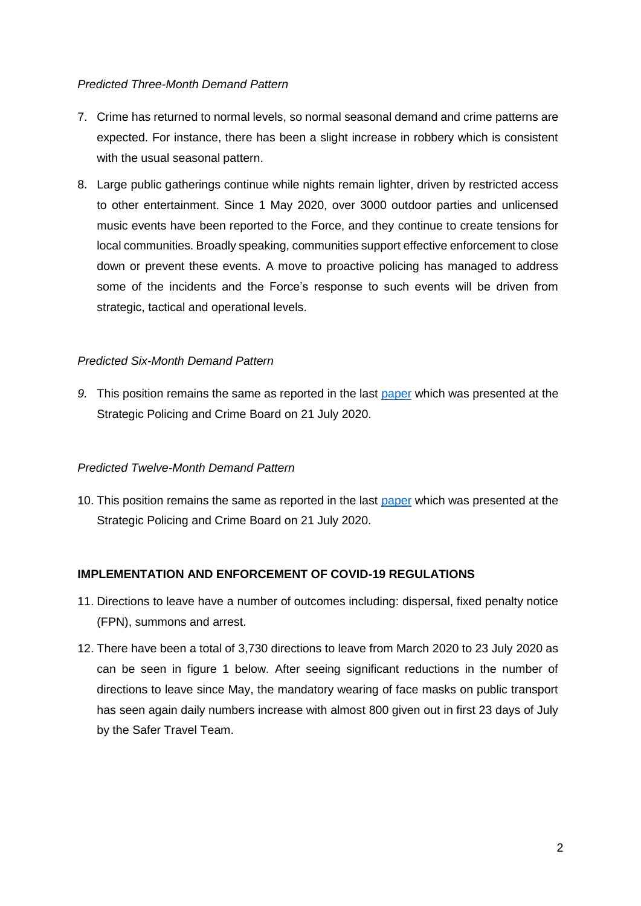*Predicted Three-Month Demand Pattern*

7. Crime has returned to normal levels, so normal seasonal demand and crime patterns are expected. For instance, there has been a slight increase in robbery which is consistent with the usual seasonal pattern.
8. Large public gatherings continue while nights remain lighter, driven by restricted access to other entertainment. Since 1 May 2020, over 3000 outdoor parties and unlicensed music events have been reported to the Force, and they continue to create tensions for local communities. Broadly speaking, communities support effective enforcement to close down or prevent these events. A move to proactive policing has managed to address some of the incidents and the Force's response to such events will be driven from strategic, tactical and operational levels.

*Predicted Six-Month Demand Pattern*

9. This position remains the same as reported in the last paper which was presented at the Strategic Policing and Crime Board on 21 July 2020.

*Predicted Twelve-Month Demand Pattern*

10. This position remains the same as reported in the last paper which was presented at the Strategic Policing and Crime Board on 21 July 2020.

**IMPLEMENTATION AND ENFORCEMENT OF COVID-19 REGULATIONS**

11. Directions to leave have a number of outcomes including: dispersal, fixed penalty notice (FPN), summons and arrest.
12. There have been a total of 3,730 directions to leave from March 2020 to 23 July 2020 as can be seen in figure 1 below. After seeing significant reductions in the number of directions to leave since May, the mandatory wearing of face masks on public transport has seen again daily numbers increase with almost 800 given out in first 23 days of July by the Safer Travel Team.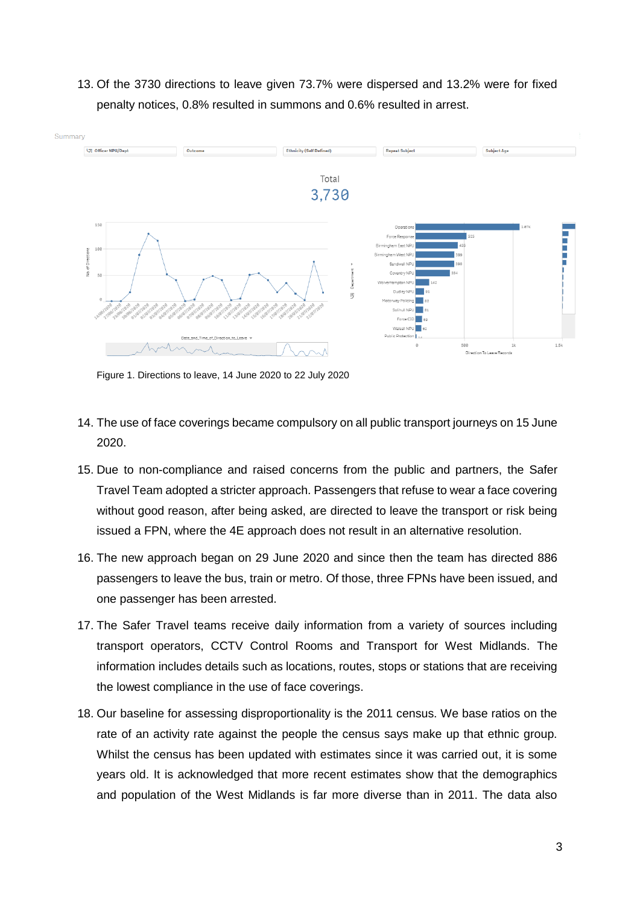13. Of the 3730 directions to leave given 73.7% were dispersed and 13.2% were for fixed penalty notices, 0.8% resulted in summons and 0.6% resulted in arrest.

Figure 1. Directions to leave, 14 June 2020 to 22 July 2020

14. The use of face coverings became compulsory on all public transport journeys on 15 June 2020.

15. Due to non-compliance and raised concerns from the public and partners, the Safer Travel Team adopted a stricter approach. Passengers that refuse to wear a face covering without good reason, after being asked, are directed to leave the transport or risk being issued a FPN, where the 4E approach does not result in an alternative resolution.

16. The new approach began on 29 June 2020 and since then the team has directed 886 passengers to leave the bus, train or metro. Of those, three FPNs have been issued, and one passenger has been arrested.

17. The Safer Travel teams receive daily information from a variety of sources including transport operators, CCTV Control Rooms and Transport for West Midlands. The information includes details such as locations, routes, stops or stations that are receiving the lowest compliance in the use of face coverings.

18. Our baseline for assessing disproportionality is the 2011 census. We base ratios on the rate of an activity rate against the people the census says make up that ethnic group. Whilst the census has been updated with estimates since it was carried out, it is some years old. It is acknowledged that more recent estimates show that the demographics and population of the West Midlands is far more diverse than in 2011. The data also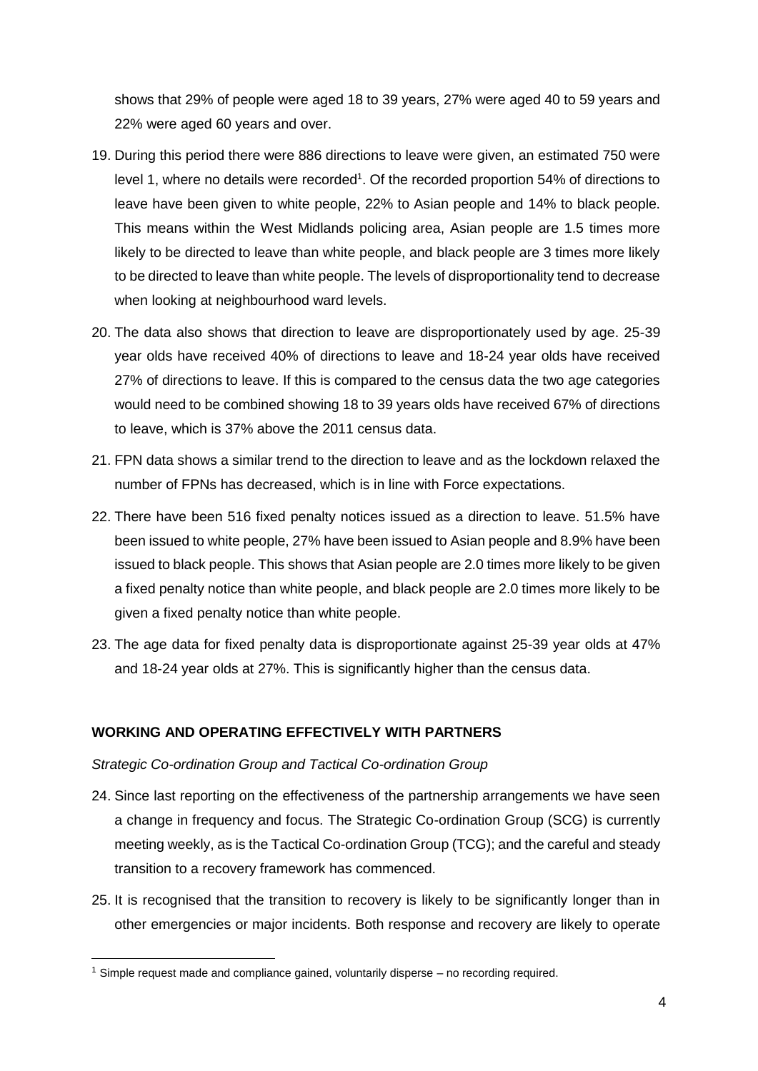shows that 29% of people were aged 18 to 39 years, 27% were aged 40 to 59 years and 22% were aged 60 years and over.

19. During this period there were 886 directions to leave were given, an estimated 750 were level 1, where no details were recorded[1]. Of the recorded proportion 54% of directions to leave have been given to white people, 22% to Asian people and 14% to black people. This means within the West Midlands policing area, Asian people are 1.5 times more likely to be directed to leave than white people, and black people are 3 times more likely to be directed to leave than white people. The levels of disproportionality tend to decrease when looking at neighbourhood ward levels.

20. The data also shows that direction to leave are disproportionately used by age. 25-39 year olds have received 40% of directions to leave and 18-24 year olds have received 27% of directions to leave. If this is compared to the census data the two age categories would need to be combined showing 18 to 39 years olds have received 67% of directions to leave, which is 37% above the 2011 census data.

21. FPN data shows a similar trend to the direction to leave and as the lockdown relaxed the number of FPNs has decreased, which is in line with Force expectations.

22. There have been 516 fixed penalty notices issued as a direction to leave. 51.5% have been issued to white people, 27% have been issued to Asian people and 8.9% have been issued to black people. This shows that Asian people are 2.0 times more likely to be given a fixed penalty notice than white people, and black people are 2.0 times more likely to be given a fixed penalty notice than white people.

23. The age data for fixed penalty data is disproportionate against 25-39 year olds at 47% and 18-24 year olds at 27%. This is significantly higher than the census data.

## WORKING AND OPERATING EFFECTIVELY WITH PARTNERS

*Strategic Co-ordination Group and Tactical Co-ordination Group*

24. Since last reporting on the effectiveness of the partnership arrangements we have seen a change in frequency and focus. The Strategic Co-ordination Group (SCG) is currently meeting weekly, as is the Tactical Co-ordination Group (TCG); and the careful and steady transition to a recovery framework has commenced.

25. It is recognised that the transition to recovery is likely to be significantly longer than in other emergencies or major incidents. Both response and recovery are likely to operate

[1] Simple request made and compliance gained, voluntarily disperse – no recording required.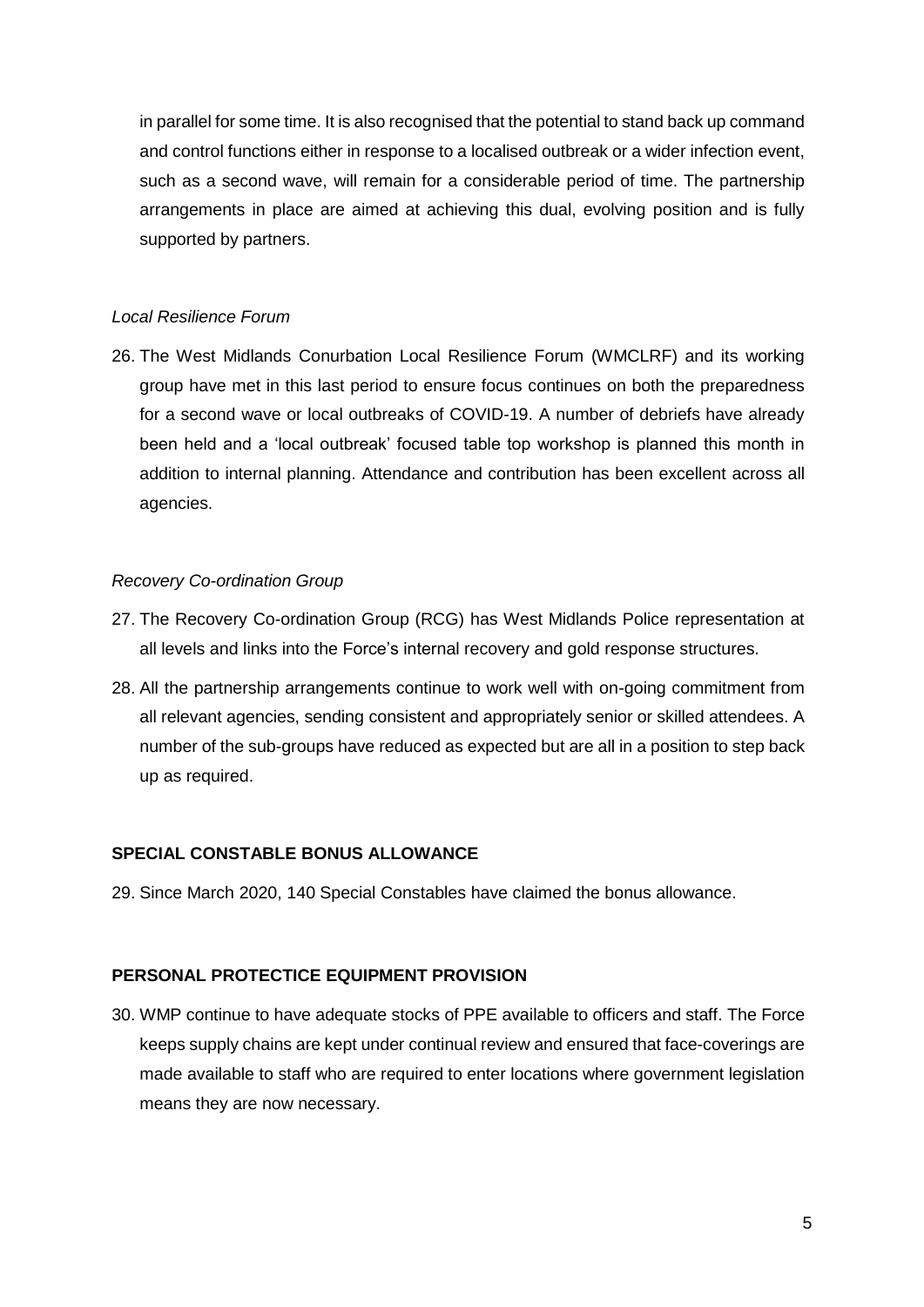in parallel for some time. It is also recognised that the potential to stand back up command and control functions either in response to a localised outbreak or a wider infection event, such as a second wave, will remain for a considerable period of time. The partnership arrangements in place are aimed at achieving this dual, evolving position and is fully supported by partners.

*Local Resilience Forum*

26. The West Midlands Conurbation Local Resilience Forum (WMCLRF) and its working group have met in this last period to ensure focus continues on both the preparedness for a second wave or local outbreaks of COVID-19. A number of debriefs have already been held and a 'local outbreak' focused table top workshop is planned this month in addition to internal planning. Attendance and contribution has been excellent across all agencies.

*Recovery Co-ordination Group*

27. The Recovery Co-ordination Group (RCG) has West Midlands Police representation at all levels and links into the Force's internal recovery and gold response structures.
28. All the partnership arrangements continue to work well with on-going commitment from all relevant agencies, sending consistent and appropriately senior or skilled attendees. A number of the sub-groups have reduced as expected but are all in a position to step back up as required.

**SPECIAL CONSTABLE BONUS ALLOWANCE**

29. Since March 2020, 140 Special Constables have claimed the bonus allowance.

**PERSONAL PROTECTICE EQUIPMENT PROVISION**

30. WMP continue to have adequate stocks of PPE available to officers and staff. The Force keeps supply chains are kept under continual review and ensured that face-coverings are made available to staff who are required to enter locations where government legislation means they are now necessary.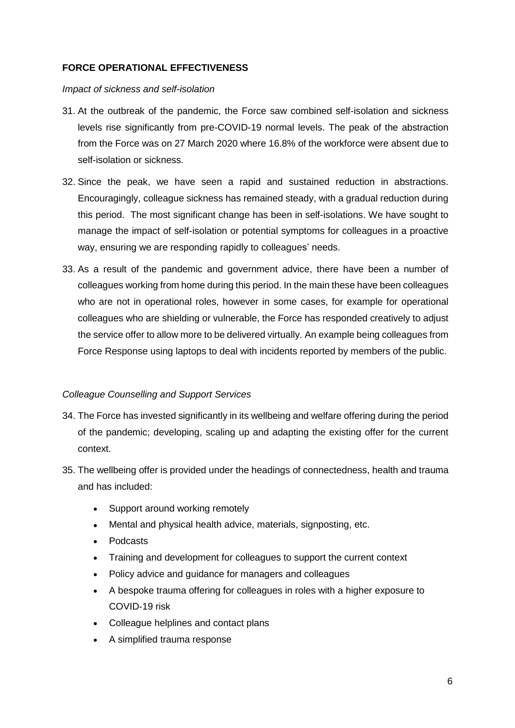## FORCE OPERATIONAL EFFECTIVENESS

*Impact of sickness and self-isolation*

31. At the outbreak of the pandemic, the Force saw combined self-isolation and sickness levels rise significantly from pre-COVID-19 normal levels. The peak of the abstraction from the Force was on 27 March 2020 where 16.8% of the workforce were absent due to self-isolation or sickness.

32. Since the peak, we have seen a rapid and sustained reduction in abstractions. Encouragingly, colleague sickness has remained steady, with a gradual reduction during this period. The most significant change has been in self-isolations. We have sought to manage the impact of self-isolation or potential symptoms for colleagues in a proactive way, ensuring we are responding rapidly to colleagues' needs.

33. As a result of the pandemic and government advice, there have been a number of colleagues working from home during this period. In the main these have been colleagues who are not in operational roles, however in some cases, for example for operational colleagues who are shielding or vulnerable, the Force has responded creatively to adjust the service offer to allow more to be delivered virtually. An example being colleagues from Force Response using laptops to deal with incidents reported by members of the public.

*Colleague Counselling and Support Services*

34. The Force has invested significantly in its wellbeing and welfare offering during the period of the pandemic; developing, scaling up and adapting the existing offer for the current context.

35. The wellbeing offer is provided under the headings of connectedness, health and trauma and has included:
    - Support around working remotely
    - Mental and physical health advice, materials, signposting, etc.
    - Podcasts
    - Training and development for colleagues to support the current context
    - Policy advice and guidance for managers and colleagues
    - A bespoke trauma offering for colleagues in roles with a higher exposure to COVID-19 risk
    - Colleague helplines and contact plans
    - A simplified trauma response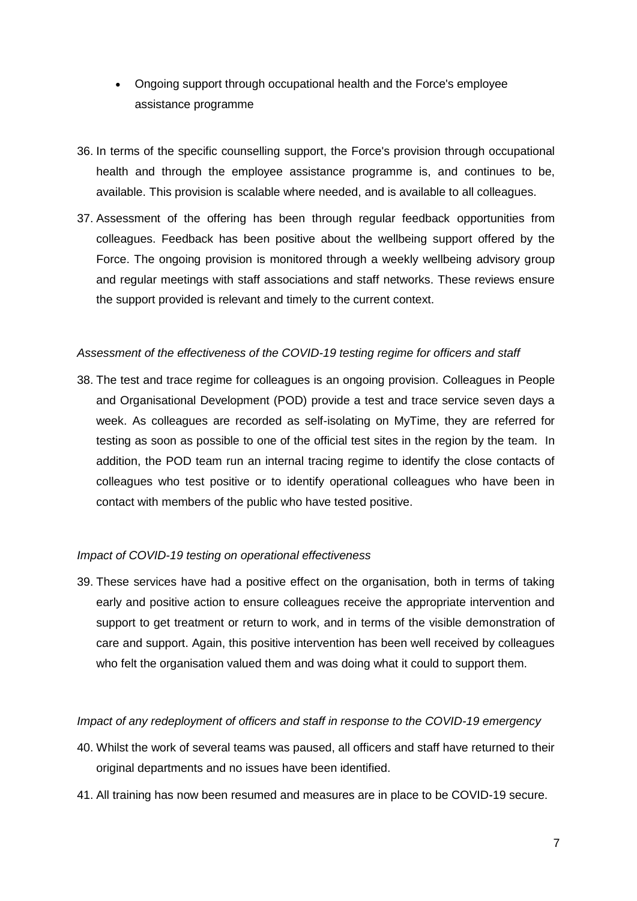- Ongoing support through occupational health and the Force's employee assistance programme

36. In terms of the specific counselling support, the Force's provision through occupational health and through the employee assistance programme is, and continues to be, available. This provision is scalable where needed, and is available to all colleagues.

37. Assessment of the offering has been through regular feedback opportunities from colleagues. Feedback has been positive about the wellbeing support offered by the Force. The ongoing provision is monitored through a weekly wellbeing advisory group and regular meetings with staff associations and staff networks. These reviews ensure the support provided is relevant and timely to the current context.

*Assessment of the effectiveness of the COVID-19 testing regime for officers and staff*

38. The test and trace regime for colleagues is an ongoing provision. Colleagues in People and Organisational Development (POD) provide a test and trace service seven days a week. As colleagues are recorded as self-isolating on MyTime, they are referred for testing as soon as possible to one of the official test sites in the region by the team. In addition, the POD team run an internal tracing regime to identify the close contacts of colleagues who test positive or to identify operational colleagues who have been in contact with members of the public who have tested positive.

*Impact of COVID-19 testing on operational effectiveness*

39. These services have had a positive effect on the organisation, both in terms of taking early and positive action to ensure colleagues receive the appropriate intervention and support to get treatment or return to work, and in terms of the visible demonstration of care and support. Again, this positive intervention has been well received by colleagues who felt the organisation valued them and was doing what it could to support them.

*Impact of any redeployment of officers and staff in response to the COVID-19 emergency*

40. Whilst the work of several teams was paused, all officers and staff have returned to their original departments and no issues have been identified.

41. All training has now been resumed and measures are in place to be COVID-19 secure.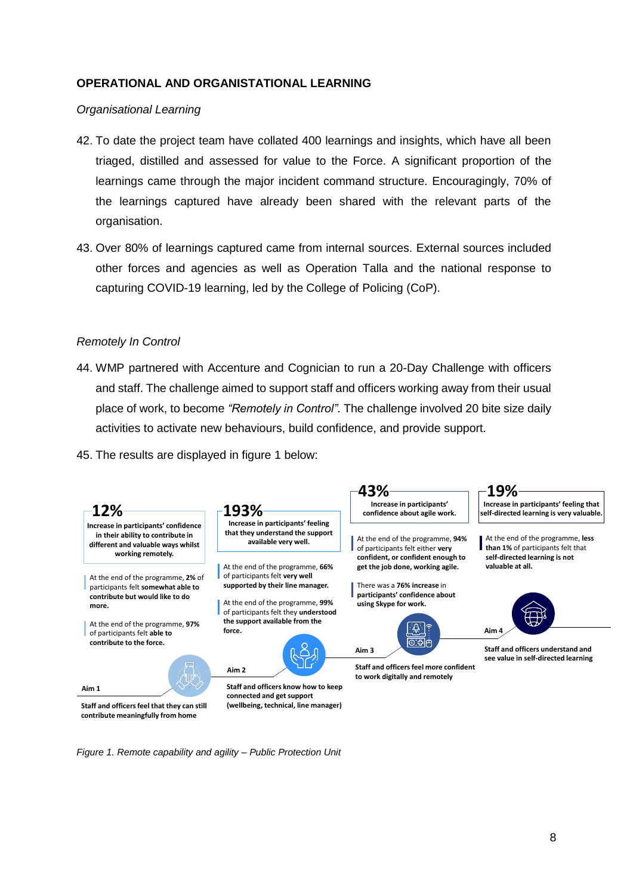## OPERATIONAL AND ORGANISTATIONAL LEARNING

*Organisational Learning*

42. To date the project team have collated 400 learnings and insights, which have all been triaged, distilled and assessed for value to the Force. A significant proportion of the learnings came through the major incident command structure. Encouragingly, 70% of the learnings captured have already been shared with the relevant parts of the organisation.

43. Over 80% of learnings captured came from internal sources. External sources included other forces and agencies as well as Operation Talla and the national response to capturing COVID-19 learning, led by the College of Policing (CoP).

*Remotely In Control*

44. WMP partnered with Accenture and Cognician to run a 20-Day Challenge with officers and staff. The challenge aimed to support staff and officers working away from their usual place of work, to become *"Remotely in Control"*. The challenge involved 20 bite size daily activities to activate new behaviours, build confidence, and provide support.

45. The results are displayed in figure 1 below:

**12%**
**Increase in participants' confidence in their ability to contribute in different and valuable ways whilst working remotely.**

At the end of the programme, **2%** of participants felt **somewhat able to contribute but would like to do more.**

At the end of the programme, **97%** of participants felt **able to contribute to the force.**

**Aim 1**
**Staff and officers feel that they can still contribute meaningfully from home**

**193%**
**Increase in participants' feeling that they understand the support available very well.**

At the end of the programme, **66%** of participants felt **very well supported by their line manager.**

At the end of the programme, **99%** of participants felt they **understood the support available from the force.**

**Aim 2**
**Staff and officers know how to keep connected and get support (wellbeing, technical, line manager)**

**43%**
**Increase in participants' confidence about agile work.**

At the end of the programme, **94%** of participants felt either **very confident, or confident enough to get the job done, working agile.**

There was a **76% increase** in **participants' confidence about using Skype for work.**

**Aim 3**
**Staff and officers feel more confident to work digitally and remotely**

**19%**
**Increase in participants' feeling that self-directed learning is very valuable.**

At the end of the programme, **less than 1%** of participants felt that **self-directed learning is not valuable at all.**

**Aim 4**
**Staff and officers understand and see value in self-directed learning**

*Figure 1. Remote capability and agility – Public Protection Unit*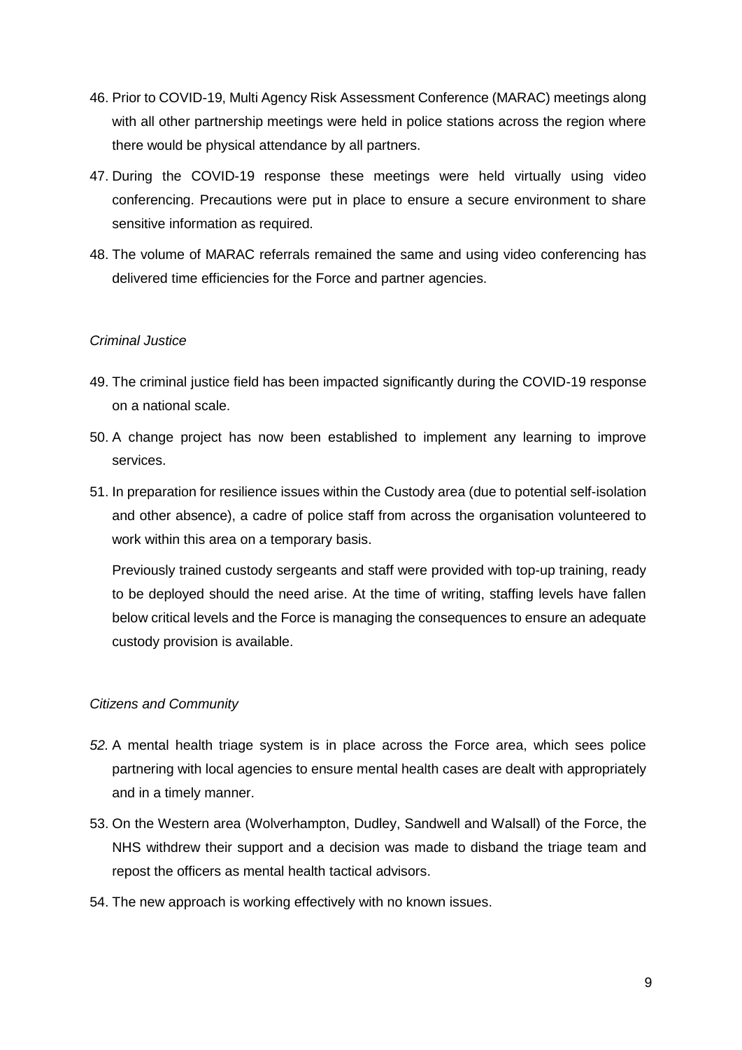46. Prior to COVID-19, Multi Agency Risk Assessment Conference (MARAC) meetings along with all other partnership meetings were held in police stations across the region where there would be physical attendance by all partners.
47. During the COVID-19 response these meetings were held virtually using video conferencing. Precautions were put in place to ensure a secure environment to share sensitive information as required.
48. The volume of MARAC referrals remained the same and using video conferencing has delivered time efficiencies for the Force and partner agencies.

*Criminal Justice*

49. The criminal justice field has been impacted significantly during the COVID-19 response on a national scale.
50. A change project has now been established to implement any learning to improve services.
51. In preparation for resilience issues within the Custody area (due to potential self-isolation and other absence), a cadre of police staff from across the organisation volunteered to work within this area on a temporary basis.

    Previously trained custody sergeants and staff were provided with top-up training, ready to be deployed should the need arise. At the time of writing, staffing levels have fallen below critical levels and the Force is managing the consequences to ensure an adequate custody provision is available.

*Citizens and Community*

52. A mental health triage system is in place across the Force area, which sees police partnering with local agencies to ensure mental health cases are dealt with appropriately and in a timely manner.
53. On the Western area (Wolverhampton, Dudley, Sandwell and Walsall) of the Force, the NHS withdrew their support and a decision was made to disband the triage team and repost the officers as mental health tactical advisors.
54. The new approach is working effectively with no known issues.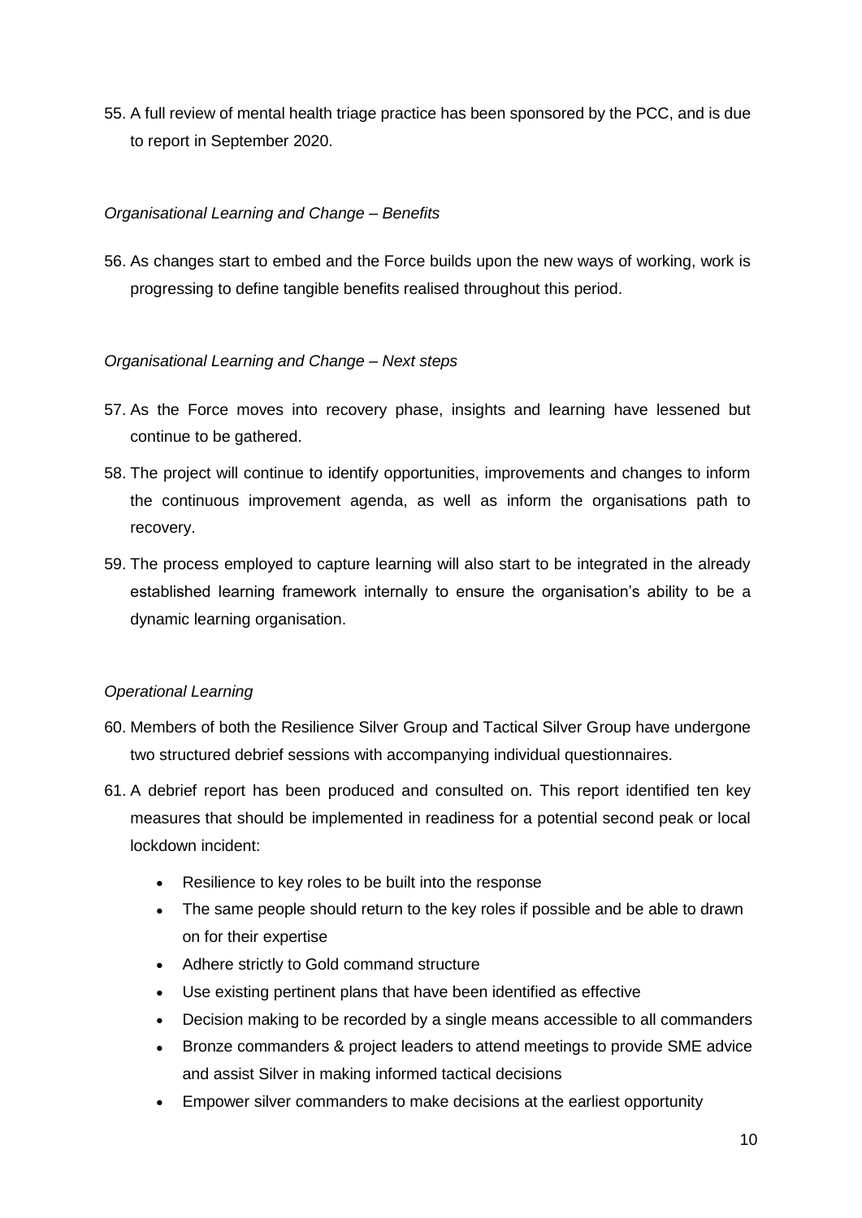55. A full review of mental health triage practice has been sponsored by the PCC, and is due to report in September 2020.

*Organisational Learning and Change – Benefits*

56. As changes start to embed and the Force builds upon the new ways of working, work is progressing to define tangible benefits realised throughout this period.

*Organisational Learning and Change – Next steps*

57. As the Force moves into recovery phase, insights and learning have lessened but continue to be gathered.
58. The project will continue to identify opportunities, improvements and changes to inform the continuous improvement agenda, as well as inform the organisations path to recovery.
59. The process employed to capture learning will also start to be integrated in the already established learning framework internally to ensure the organisation's ability to be a dynamic learning organisation.

*Operational Learning*

60. Members of both the Resilience Silver Group and Tactical Silver Group have undergone two structured debrief sessions with accompanying individual questionnaires.
61. A debrief report has been produced and consulted on. This report identified ten key measures that should be implemented in readiness for a potential second peak or local lockdown incident:
    - Resilience to key roles to be built into the response
    - The same people should return to the key roles if possible and be able to drawn on for their expertise
    - Adhere strictly to Gold command structure
    - Use existing pertinent plans that have been identified as effective
    - Decision making to be recorded by a single means accessible to all commanders
    - Bronze commanders & project leaders to attend meetings to provide SME advice and assist Silver in making informed tactical decisions
    - Empower silver commanders to make decisions at the earliest opportunity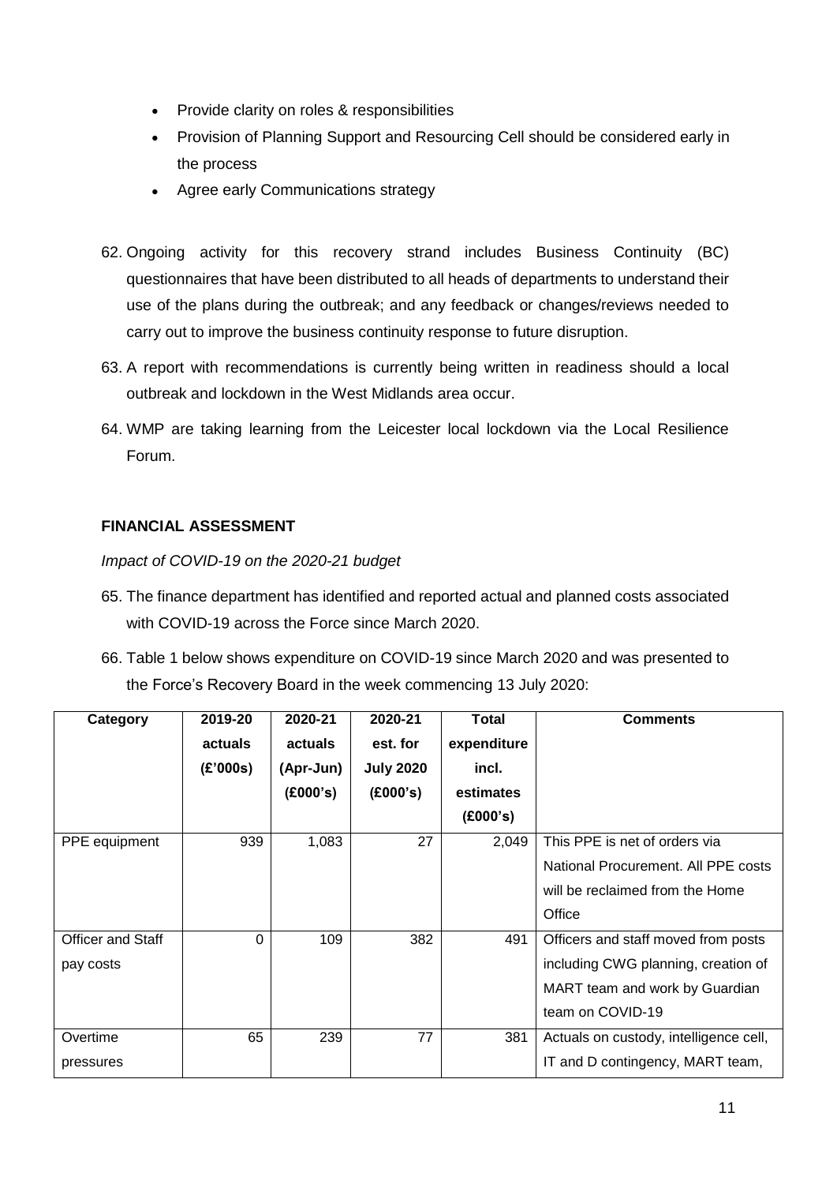- Provide clarity on roles & responsibilities
- Provision of Planning Support and Resourcing Cell should be considered early in the process
- Agree early Communications strategy

62. Ongoing activity for this recovery strand includes Business Continuity (BC) questionnaires that have been distributed to all heads of departments to understand their use of the plans during the outbreak; and any feedback or changes/reviews needed to carry out to improve the business continuity response to future disruption.

63. A report with recommendations is currently being written in readiness should a local outbreak and lockdown in the West Midlands area occur.

64. WMP are taking learning from the Leicester local lockdown via the Local Resilience Forum.

**FINANCIAL ASSESSMENT**

*Impact of COVID-19 on the 2020-21 budget*

65. The finance department has identified and reported actual and planned costs associated with COVID-19 across the Force since March 2020.

66. Table 1 below shows expenditure on COVID-19 since March 2020 and was presented to the Force's Recovery Board in the week commencing 13 July 2020:

| Category | 2019-20 actuals (£'000s) | 2020-21 actuals (Apr-Jun) (£000's) | 2020-21 est. for July 2020 (£000's) | Total expenditure incl. estimates (£000's) | Comments |
|---|---|---|---|---|---|
| PPE equipment | 939 | 1,083 | 27 | 2,049 | This PPE is net of orders via National Procurement. All PPE costs will be reclaimed from the Home Office |
| Officer and Staff pay costs | 0 | 109 | 382 | 491 | Officers and staff moved from posts including CWG planning, creation of MART team and work by Guardian team on COVID-19 |
| Overtime pressures | 65 | 239 | 77 | 381 | Actuals on custody, intelligence cell, IT and D contingency, MART team, |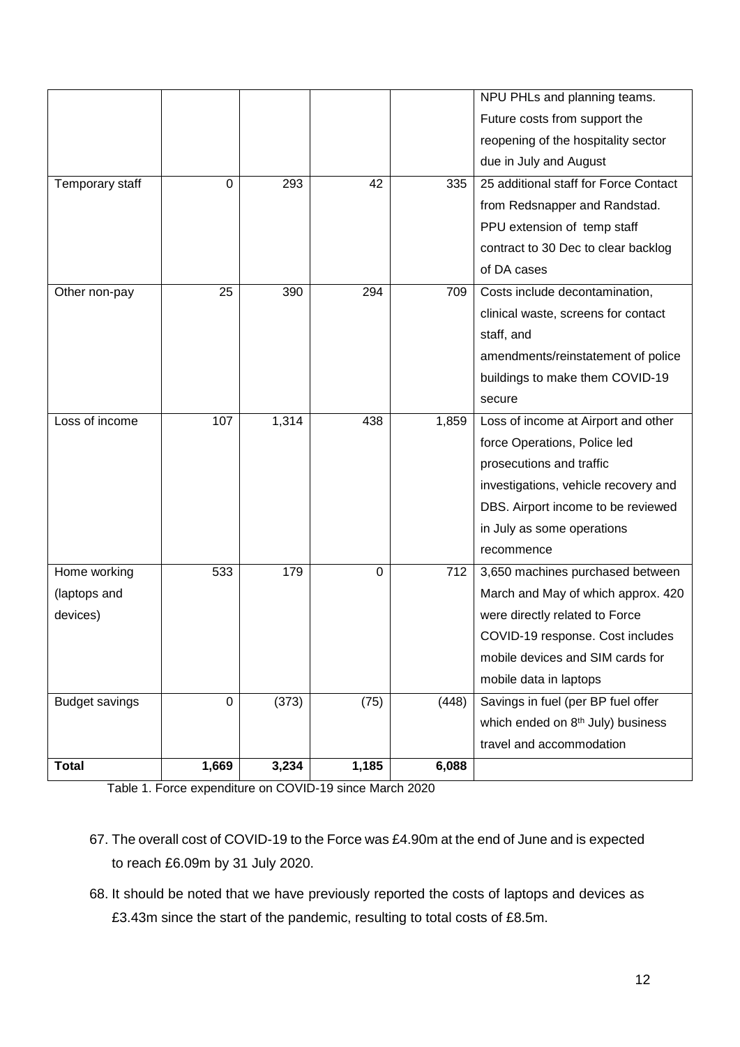| | | | | | |
|---|---|---|---|---|---|
| | | | | | NPU PHLs and planning teams. Future costs from support the reopening of the hospitality sector due in July and August |
| Temporary staff | 0 | 293 | 42 | 335 | 25 additional staff for Force Contact from Redsnapper and Randstad. PPU extension of temp staff contract to 30 Dec to clear backlog of DA cases |
| Other non-pay | 25 | 390 | 294 | 709 | Costs include decontamination, clinical waste, screens for contact staff, and amendments/reinstatement of police buildings to make them COVID-19 secure |
| Loss of income | 107 | 1,314 | 438 | 1,859 | Loss of income at Airport and other force Operations, Police led prosecutions and traffic investigations, vehicle recovery and DBS. Airport income to be reviewed in July as some operations recommence |
| Home working (laptops and devices) | 533 | 179 | 0 | 712 | 3,650 machines purchased between March and May of which approx. 420 were directly related to Force COVID-19 response. Cost includes mobile devices and SIM cards for mobile data in laptops |
| Budget savings | 0 | (373) | (75) | (448) | Savings in fuel (per BP fuel offer which ended on 8th July) business travel and accommodation |
| **Total** | **1,669** | **3,234** | **1,185** | **6,088** | |

Table 1. Force expenditure on COVID-19 since March 2020

67. The overall cost of COVID-19 to the Force was £4.90m at the end of June and is expected to reach £6.09m by 31 July 2020.

68. It should be noted that we have previously reported the costs of laptops and devices as £3.43m since the start of the pandemic, resulting to total costs of £8.5m.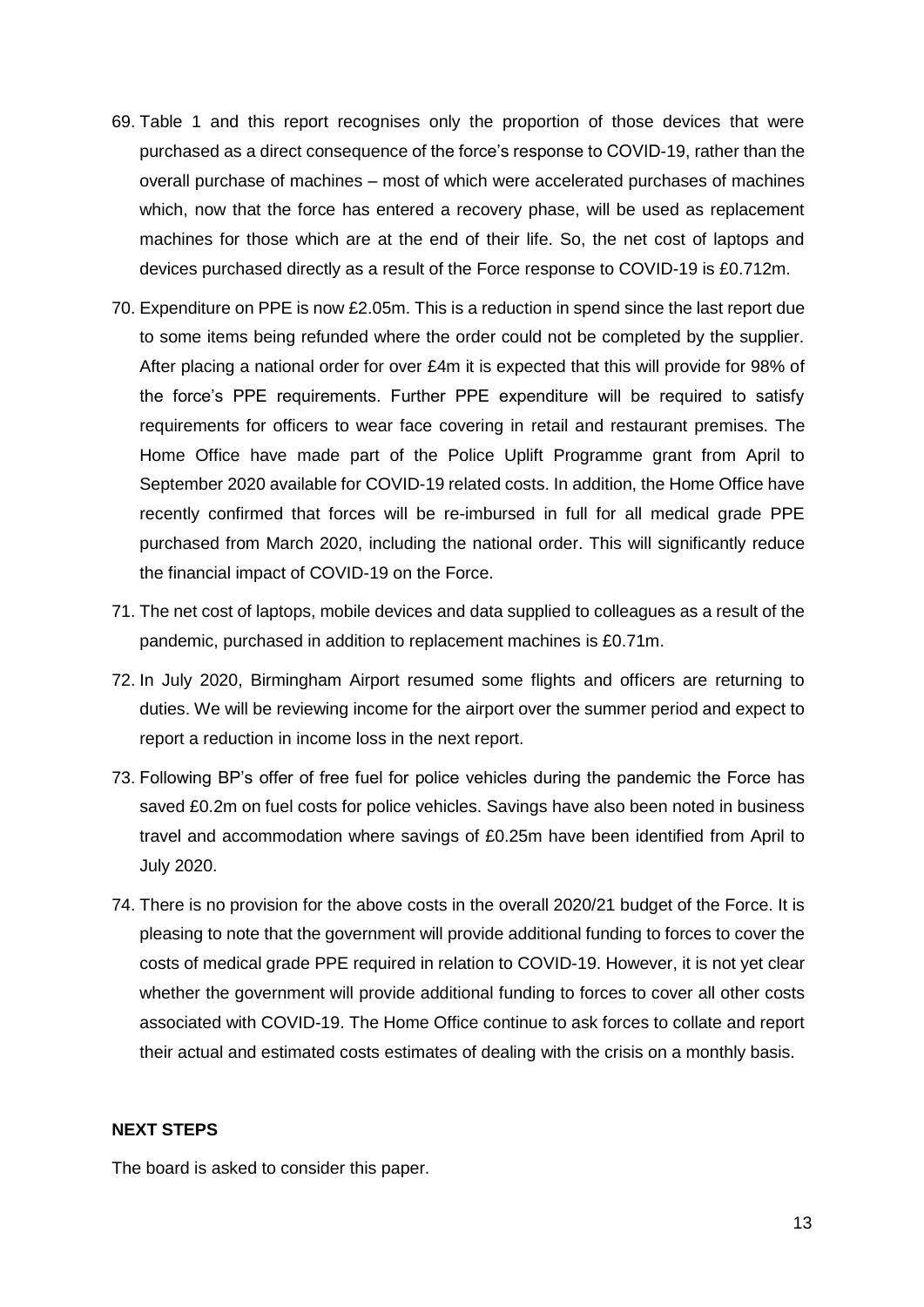69. Table 1 and this report recognises only the proportion of those devices that were purchased as a direct consequence of the force's response to COVID-19, rather than the overall purchase of machines – most of which were accelerated purchases of machines which, now that the force has entered a recovery phase, will be used as replacement machines for those which are at the end of their life. So, the net cost of laptops and devices purchased directly as a result of the Force response to COVID-19 is £0.712m.

70. Expenditure on PPE is now £2.05m. This is a reduction in spend since the last report due to some items being refunded where the order could not be completed by the supplier. After placing a national order for over £4m it is expected that this will provide for 98% of the force's PPE requirements. Further PPE expenditure will be required to satisfy requirements for officers to wear face covering in retail and restaurant premises. The Home Office have made part of the Police Uplift Programme grant from April to September 2020 available for COVID-19 related costs. In addition, the Home Office have recently confirmed that forces will be re-imbursed in full for all medical grade PPE purchased from March 2020, including the national order. This will significantly reduce the financial impact of COVID-19 on the Force.

71. The net cost of laptops, mobile devices and data supplied to colleagues as a result of the pandemic, purchased in addition to replacement machines is £0.71m.

72. In July 2020, Birmingham Airport resumed some flights and officers are returning to duties. We will be reviewing income for the airport over the summer period and expect to report a reduction in income loss in the next report.

73. Following BP's offer of free fuel for police vehicles during the pandemic the Force has saved £0.2m on fuel costs for police vehicles. Savings have also been noted in business travel and accommodation where savings of £0.25m have been identified from April to July 2020.

74. There is no provision for the above costs in the overall 2020/21 budget of the Force. It is pleasing to note that the government will provide additional funding to forces to cover the costs of medical grade PPE required in relation to COVID-19. However, it is not yet clear whether the government will provide additional funding to forces to cover all other costs associated with COVID-19. The Home Office continue to ask forces to collate and report their actual and estimated costs estimates of dealing with the crisis on a monthly basis.

**NEXT STEPS**

The board is asked to consider this paper.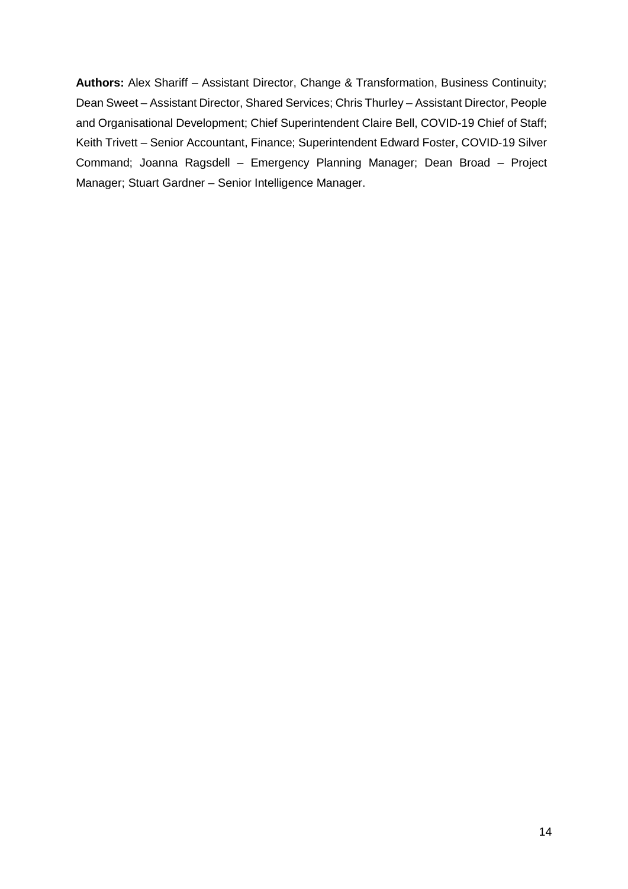**Authors:** Alex Shariff – Assistant Director, Change & Transformation, Business Continuity; Dean Sweet – Assistant Director, Shared Services; Chris Thurley – Assistant Director, People and Organisational Development; Chief Superintendent Claire Bell, COVID-19 Chief of Staff; Keith Trivett – Senior Accountant, Finance; Superintendent Edward Foster, COVID-19 Silver Command; Joanna Ragsdell – Emergency Planning Manager; Dean Broad – Project Manager; Stuart Gardner – Senior Intelligence Manager.